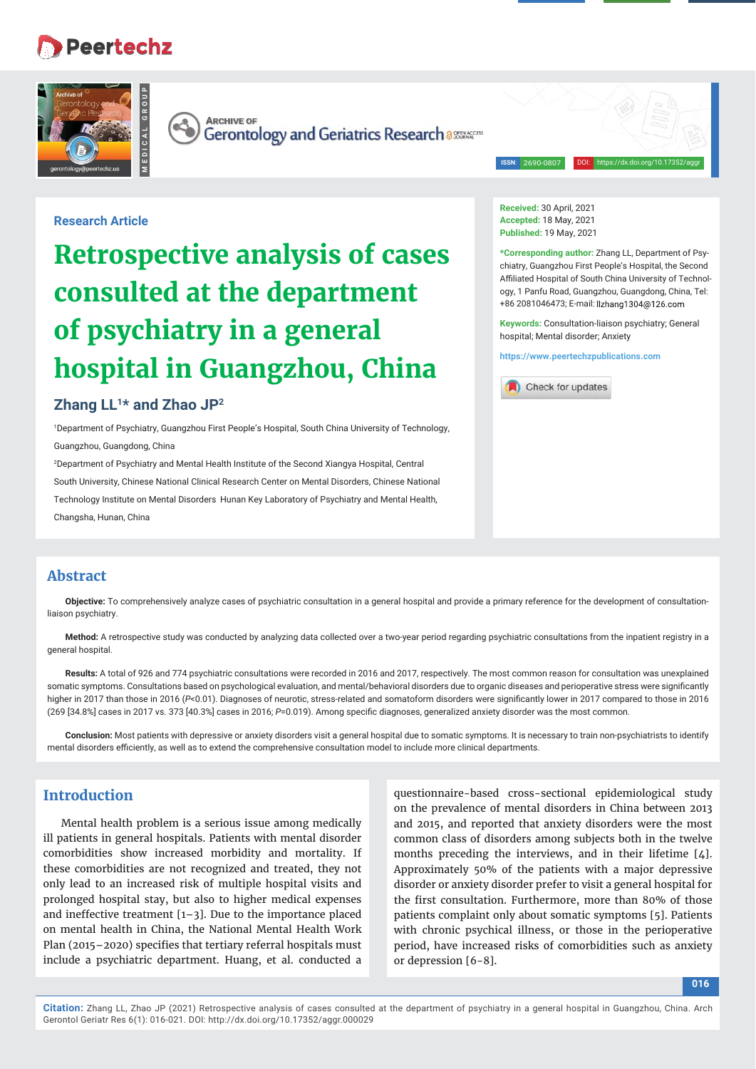Research Article

# Retrospective analysis of cases consulted at the department of psychiatry in a general hospital in Guangzhou, China

**Zhang LL[1]* and Zhao JP[2]**

[1]Department of Psychiatry, Guangzhou First People's Hospital, South China University of Technology, Guangzhou, Guangdong, China

[2]Department of Psychiatry and Mental Health Institute of the Second Xiangya Hospital, Central South University, Chinese National Clinical Research Center on Mental Disorders, Chinese National Technology Institute on Mental Disorders Hunan Key Laboratory of Psychiatry and Mental Health, Changsha, Hunan, China

**Received:** 30 April, 2021
**Accepted:** 18 May, 2021
**Published:** 19 May, 2021

***Corresponding author:** Zhang LL, Department of Psychiatry, Guangzhou First People's Hospital, the Second Affiliated Hospital of South China University of Technology, 1 Panfu Road, Guangzhou, Guangdong, China, Tel: +86 2081046473; E-mail: llzhang1304@126.com

**Keywords:** Consultation-liaison psychiatry; General hospital; Mental disorder; Anxiety

https://www.peertechzpublications.com

## Abstract

**Objective:** To comprehensively analyze cases of psychiatric consultation in a general hospital and provide a primary reference for the development of consultation-liaison psychiatry.

**Method:** A retrospective study was conducted by analyzing data collected over a two-year period regarding psychiatric consultations from the inpatient registry in a general hospital.

**Results:** A total of 926 and 774 psychiatric consultations were recorded in 2016 and 2017, respectively. The most common reason for consultation was unexplained somatic symptoms. Consultations based on psychological evaluation, and mental/behavioral disorders due to organic diseases and perioperative stress were significantly higher in 2017 than those in 2016 ($P<0.01$). Diagnoses of neurotic, stress-related and somatoform disorders were significantly lower in 2017 compared to those in 2016 (269 [34.8%] cases in 2017 vs. 373 [40.3%] cases in 2016; $P=0.019$). Among specific diagnoses, generalized anxiety disorder was the most common.

**Conclusion:** Most patients with depressive or anxiety disorders visit a general hospital due to somatic symptoms. It is necessary to train non-psychiatrists to identify mental disorders efficiently, as well as to extend the comprehensive consultation model to include more clinical departments.

## Introduction

Mental health problem is a serious issue among medically ill patients in general hospitals. Patients with mental disorder comorbidities show increased morbidity and mortality. If these comorbidities are not recognized and treated, they not only lead to an increased risk of multiple hospital visits and prolonged hospital stay, but also to higher medical expenses and ineffective treatment [1–3]. Due to the importance placed on mental health in China, the National Mental Health Work Plan (2015–2020) specifies that tertiary referral hospitals must include a psychiatric department. Huang, et al. conducted a questionnaire-based cross-sectional epidemiological study on the prevalence of mental disorders in China between 2013 and 2015, and reported that anxiety disorders were the most common class of disorders among subjects both in the twelve months preceding the interviews, and in their lifetime [4]. Approximately 50% of the patients with a major depressive disorder or anxiety disorder prefer to visit a general hospital for the first consultation. Furthermore, more than 80% of those patients complaint only about somatic symptoms [5]. Patients with chronic psychical illness, or those in the perioperative period, have increased risks of comorbidities such as anxiety or depression [6-8].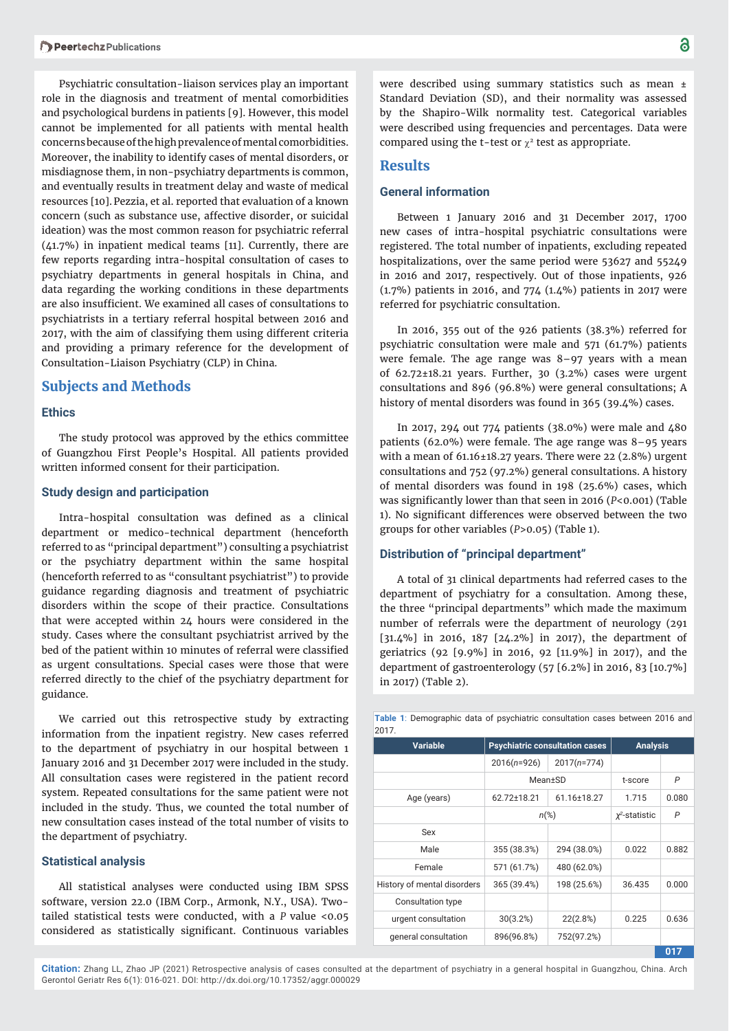Psychiatric consultation-liaison services play an important role in the diagnosis and treatment of mental comorbidities and psychological burdens in patients [9]. However, this model cannot be implemented for all patients with mental health concerns because of the high prevalence of mental comorbidities. Moreover, the inability to identify cases of mental disorders, or misdiagnose them, in non-psychiatry departments is common, and eventually results in treatment delay and waste of medical resources [10]. Pezzia, et al. reported that evaluation of a known concern (such as substance use, affective disorder, or suicidal ideation) was the most common reason for psychiatric referral (41.7%) in inpatient medical teams [11]. Currently, there are few reports regarding intra-hospital consultation of cases to psychiatry departments in general hospitals in China, and data regarding the working conditions in these departments are also insufficient. We examined all cases of consultations to psychiatrists in a tertiary referral hospital between 2016 and 2017, with the aim of classifying them using different criteria and providing a primary reference for the development of Consultation-Liaison Psychiatry (CLP) in China.

## Subjects and Methods

### Ethics

The study protocol was approved by the ethics committee of Guangzhou First People's Hospital. All patients provided written informed consent for their participation.

### Study design and participation

Intra-hospital consultation was defined as a clinical department or medico-technical department (henceforth referred to as "principal department") consulting a psychiatrist or the psychiatry department within the same hospital (henceforth referred to as "consultant psychiatrist") to provide guidance regarding diagnosis and treatment of psychiatric disorders within the scope of their practice. Consultations that were accepted within 24 hours were considered in the study. Cases where the consultant psychiatrist arrived by the bed of the patient within 10 minutes of referral were classified as urgent consultations. Special cases were those that were referred directly to the chief of the psychiatry department for guidance.

We carried out this retrospective study by extracting information from the inpatient registry. New cases referred to the department of psychiatry in our hospital between 1 January 2016 and 31 December 2017 were included in the study. All consultation cases were registered in the patient record system. Repeated consultations for the same patient were not included in the study. Thus, we counted the total number of new consultation cases instead of the total number of visits to the department of psychiatry.

### Statistical analysis

All statistical analyses were conducted using IBM SPSS software, version 22.0 (IBM Corp., Armonk, N.Y., USA). Two-tailed statistical tests were conducted, with a *P* value <0.05 considered as statistically significant. Continuous variables were described using summary statistics such as mean ± Standard Deviation (SD), and their normality was assessed by the Shapiro-Wilk normality test. Categorical variables were described using frequencies and percentages. Data were compared using the t-test or $\chi^2$ test as appropriate.

## Results

### General information

Between 1 January 2016 and 31 December 2017, 1700 new cases of intra-hospital psychiatric consultations were registered. The total number of inpatients, excluding repeated hospitalizations, over the same period were 53627 and 55249 in 2016 and 2017, respectively. Out of those inpatients, 926 (1.7%) patients in 2016, and 774 (1.4%) patients in 2017 were referred for psychiatric consultation.

In 2016, 355 out of the 926 patients (38.3%) referred for psychiatric consultation were male and 571 (61.7%) patients were female. The age range was 8–97 years with a mean of 62.72±18.21 years. Further, 30 (3.2%) cases were urgent consultations and 896 (96.8%) were general consultations; A history of mental disorders was found in 365 (39.4%) cases.

In 2017, 294 out 774 patients (38.0%) were male and 480 patients (62.0%) were female. The age range was 8–95 years with a mean of 61.16±18.27 years. There were 22 (2.8%) urgent consultations and 752 (97.2%) general consultations. A history of mental disorders was found in 198 (25.6%) cases, which was significantly lower than that seen in 2016 (*P*<0.001) (Table 1). No significant differences were observed between the two groups for other variables (*P*>0.05) (Table 1).

### Distribution of "principal department"

A total of 31 clinical departments had referred cases to the department of psychiatry for a consultation. Among these, the three "principal departments" which made the maximum number of referrals were the department of neurology (291 [31.4%] in 2016, 187 [24.2%] in 2017), the department of geriatrics (92 [9.9%] in 2016, 92 [11.9%] in 2017), and the department of gastroenterology (57 [6.2%] in 2016, 83 [10.7%] in 2017) (Table 2).

**Table 1**: Demographic data of psychiatric consultation cases between 2016 and 2017.

| Variable | Psychiatric consultation cases | | Analysis | |
|---|---|---|---|---|
| | 2016(*n*=926) | 2017(*n*=774) | | |
| | Mean±SD | | t-score | *P* |
| Age (years) | 62.72±18.21 | 61.16±18.27 | 1.715 | 0.080 |
| | *n*(%) | | $\chi^2$-statistic | *P* |
| Sex | | | | |
| Male | 355 (38.3%) | 294 (38.0%) | 0.022 | 0.882 |
| Female | 571 (61.7%) | 480 (62.0%) | | |
| History of mental disorders | 365 (39.4%) | 198 (25.6%) | 36.435 | 0.000 |
| Consultation type | | | | |
| urgent consultation | 30(3.2%) | 22(2.8%) | 0.225 | 0.636 |
| general consultation | 896(96.8%) | 752(97.2%) | | |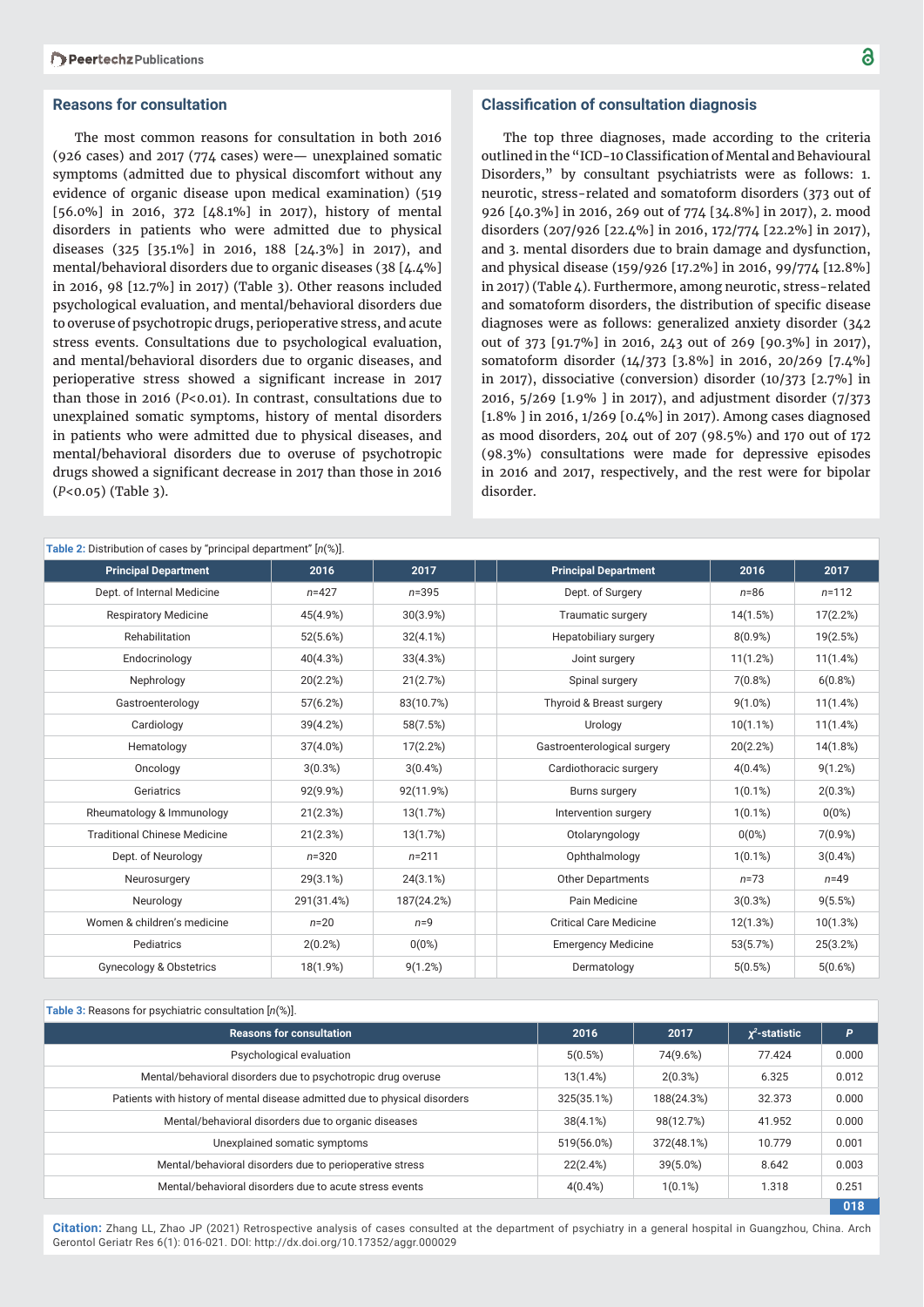## Reasons for consultation

The most common reasons for consultation in both 2016 (926 cases) and 2017 (774 cases) were— unexplained somatic symptoms (admitted due to physical discomfort without any evidence of organic disease upon medical examination) (519 [56.0%] in 2016, 372 [48.1%] in 2017), history of mental disorders in patients who were admitted due to physical diseases (325 [35.1%] in 2016, 188 [24.3%] in 2017), and mental/behavioral disorders due to organic diseases (38 [4.4%] in 2016, 98 [12.7%] in 2017) (Table 3). Other reasons included psychological evaluation, and mental/behavioral disorders due to overuse of psychotropic drugs, perioperative stress, and acute stress events. Consultations due to psychological evaluation, and mental/behavioral disorders due to organic diseases, and perioperative stress showed a significant increase in 2017 than those in 2016 ($P<0.01$). In contrast, consultations due to unexplained somatic symptoms, history of mental disorders in patients who were admitted due to physical diseases, and mental/behavioral disorders due to overuse of psychotropic drugs showed a significant decrease in 2017 than those in 2016 ($P<0.05$) (Table 3).

## Classification of consultation diagnosis

The top three diagnoses, made according to the criteria outlined in the "ICD-10 Classification of Mental and Behavioural Disorders," by consultant psychiatrists were as follows: 1. neurotic, stress-related and somatoform disorders (373 out of 926 [40.3%] in 2016, 269 out of 774 [34.8%] in 2017), 2. mood disorders (207/926 [22.4%] in 2016, 172/774 [22.2%] in 2017), and 3. mental disorders due to brain damage and dysfunction, and physical disease (159/926 [17.2%] in 2016, 99/774 [12.8%] in 2017) (Table 4). Furthermore, among neurotic, stress-related and somatoform disorders, the distribution of specific disease diagnoses were as follows: generalized anxiety disorder (342 out of 373 [91.7%] in 2016, 243 out of 269 [90.3%] in 2017), somatoform disorder (14/373 [3.8%] in 2016, 20/269 [7.4%] in 2017), dissociative (conversion) disorder (10/373 [2.7%] in 2016, 5/269 [1.9% ] in 2017), and adjustment disorder (7/373 [1.8% ] in 2016, 1/269 [0.4%] in 2017). Among cases diagnosed as mood disorders, 204 out of 207 (98.5%) and 170 out of 172 (98.3%) consultations were made for depressive episodes in 2016 and 2017, respectively, and the rest were for bipolar disorder.

**Table 2:** Distribution of cases by "principal department" [*n*(%)].

| Principal Department | 2016 | 2017 | | Principal Department | 2016 | 2017 |
|---|---|---|---|---|---|---|
| Dept. of Internal Medicine | *n*=427 | *n*=395 | | Dept. of Surgery | *n*=86 | *n*=112 |
| Respiratory Medicine | 45(4.9%) | 30(3.9%) | | Traumatic surgery | 14(1.5%) | 17(2.2%) |
| Rehabilitation | 52(5.6%) | 32(4.1%) | | Hepatobiliary surgery | 8(0.9%) | 19(2.5%) |
| Endocrinology | 40(4.3%) | 33(4.3%) | | Joint surgery | 11(1.2%) | 11(1.4%) |
| Nephrology | 20(2.2%) | 21(2.7%) | | Spinal surgery | 7(0.8%) | 6(0.8%) |
| Gastroenterology | 57(6.2%) | 83(10.7%) | | Thyroid & Breast surgery | 9(1.0%) | 11(1.4%) |
| Cardiology | 39(4.2%) | 58(7.5%) | | Urology | 10(1.1%) | 11(1.4%) |
| Hematology | 37(4.0%) | 17(2.2%) | | Gastroenterological surgery | 20(2.2%) | 14(1.8%) |
| Oncology | 3(0.3%) | 3(0.4%) | | Cardiothoracic surgery | 4(0.4%) | 9(1.2%) |
| Geriatrics | 92(9.9%) | 92(11.9%) | | Burns surgery | 1(0.1%) | 2(0.3%) |
| Rheumatology & Immunology | 21(2.3%) | 13(1.7%) | | Intervention surgery | 1(0.1%) | 0(0%) |
| Traditional Chinese Medicine | 21(2.3%) | 13(1.7%) | | Otolaryngology | 0(0%) | 7(0.9%) |
| Dept. of Neurology | *n*=320 | *n*=211 | | Ophthalmology | 1(0.1%) | 3(0.4%) |
| Neurosurgery | 29(3.1%) | 24(3.1%) | | Other Departments | *n*=73 | *n*=49 |
| Neurology | 291(31.4%) | 187(24.2%) | | Pain Medicine | 3(0.3%) | 9(5.5%) |
| Women & children's medicine | *n*=20 | *n*=9 | | Critical Care Medicine | 12(1.3%) | 10(1.3%) |
| Pediatrics | 2(0.2%) | 0(0%) | | Emergency Medicine | 53(5.7%) | 25(3.2%) |
| Gynecology & Obstetrics | 18(1.9%) | 9(1.2%) | | Dermatology | 5(0.5%) | 5(0.6%) |

**Table 3:** Reasons for psychiatric consultation [*n*(%)].

| Reasons for consultation | 2016 | 2017 | $\chi^2$-statistic | *P* |
|---|---|---|---|---|
| Psychological evaluation | 5(0.5%) | 74(9.6%) | 77.424 | 0.000 |
| Mental/behavioral disorders due to psychotropic drug overuse | 13(1.4%) | 2(0.3%) | 6.325 | 0.012 |
| Patients with history of mental disease admitted due to physical disorders | 325(35.1%) | 188(24.3%) | 32.373 | 0.000 |
| Mental/behavioral disorders due to organic diseases | 38(4.1%) | 98(12.7%) | 41.952 | 0.000 |
| Unexplained somatic symptoms | 519(56.0%) | 372(48.1%) | 10.779 | 0.001 |
| Mental/behavioral disorders due to perioperative stress | 22(2.4%) | 39(5.0%) | 8.642 | 0.003 |
| Mental/behavioral disorders due to acute stress events | 4(0.4%) | 1(0.1%) | 1.318 | 0.251 |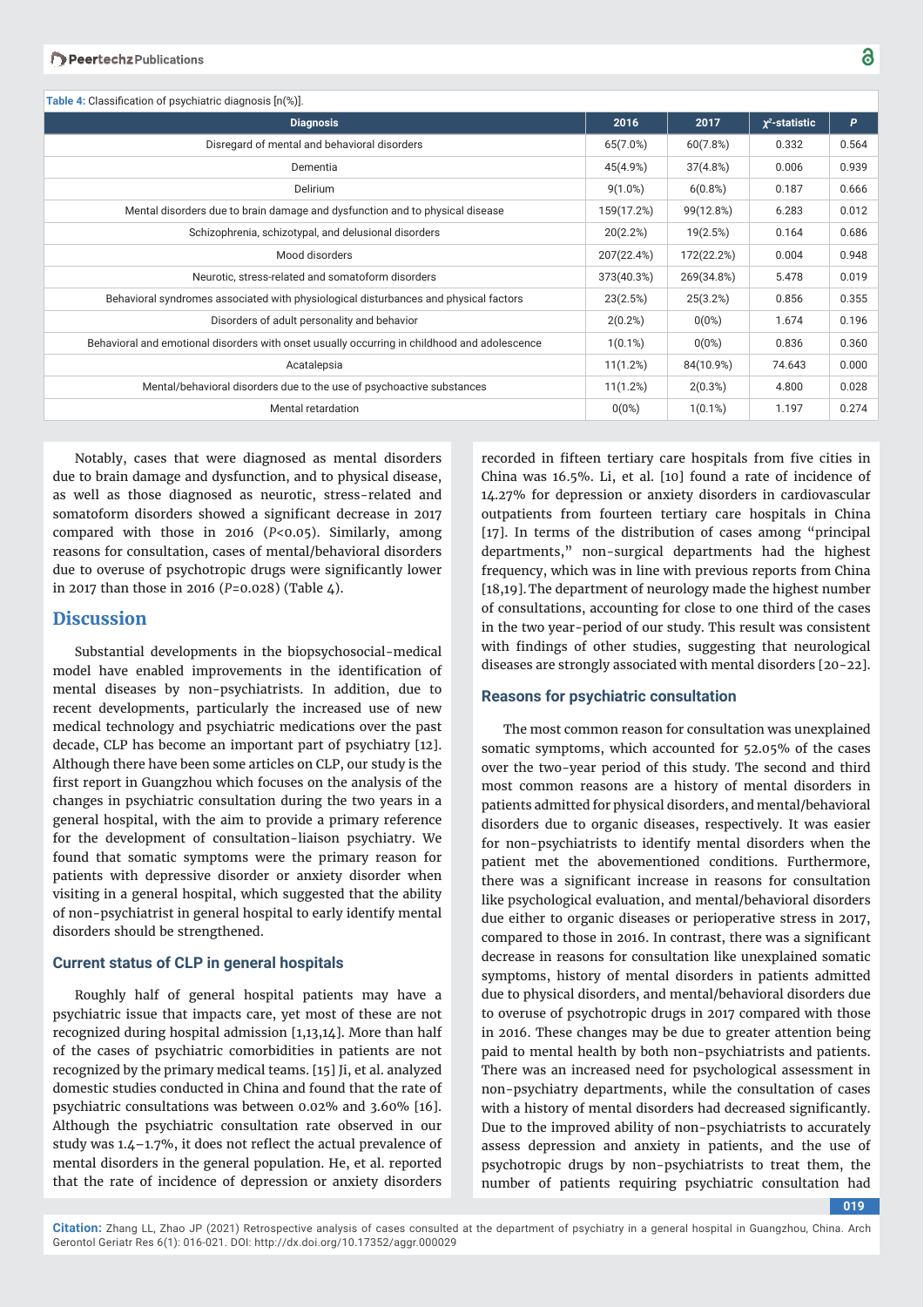Table 4: Classification of psychiatric diagnosis [n(%)].

| Diagnosis | 2016 | 2017 | $\chi^2$-statistic | P |
|---|---|---|---|---|
| Disregard of mental and behavioral disorders | 65(7.0%) | 60(7.8%) | 0.332 | 0.564 |
| Dementia | 45(4.9%) | 37(4.8%) | 0.006 | 0.939 |
| Delirium | 9(1.0%) | 6(0.8%) | 0.187 | 0.666 |
| Mental disorders due to brain damage and dysfunction and to physical disease | 159(17.2%) | 99(12.8%) | 6.283 | 0.012 |
| Schizophrenia, schizotypal, and delusional disorders | 20(2.2%) | 19(2.5%) | 0.164 | 0.686 |
| Mood disorders | 207(22.4%) | 172(22.2%) | 0.004 | 0.948 |
| Neurotic, stress-related and somatoform disorders | 373(40.3%) | 269(34.8%) | 5.478 | 0.019 |
| Behavioral syndromes associated with physiological disturbances and physical factors | 23(2.5%) | 25(3.2%) | 0.856 | 0.355 |
| Disorders of adult personality and behavior | 2(0.2%) | 0(0%) | 1.674 | 0.196 |
| Behavioral and emotional disorders with onset usually occurring in childhood and adolescence | 1(0.1%) | 0(0%) | 0.836 | 0.360 |
| Acatalepsia | 11(1.2%) | 84(10.9%) | 74.643 | 0.000 |
| Mental/behavioral disorders due to the use of psychoactive substances | 11(1.2%) | 2(0.3%) | 4.800 | 0.028 |
| Mental retardation | 0(0%) | 1(0.1%) | 1.197 | 0.274 |

Notably, cases that were diagnosed as mental disorders due to brain damage and dysfunction, and to physical disease, as well as those diagnosed as neurotic, stress-related and somatoform disorders showed a significant decrease in 2017 compared with those in 2016 ($P<0.05$). Similarly, among reasons for consultation, cases of mental/behavioral disorders due to overuse of psychotropic drugs were significantly lower in 2017 than those in 2016 ($P=0.028$) (Table 4).

## Discussion

Substantial developments in the biopsychosocial-medical model have enabled improvements in the identification of mental diseases by non-psychiatrists. In addition, due to recent developments, particularly the increased use of new medical technology and psychiatric medications over the past decade, CLP has become an important part of psychiatry [12]. Although there have been some articles on CLP, our study is the first report in Guangzhou which focuses on the analysis of the changes in psychiatric consultation during the two years in a general hospital, with the aim to provide a primary reference for the development of consultation-liaison psychiatry. We found that somatic symptoms were the primary reason for patients with depressive disorder or anxiety disorder when visiting in a general hospital, which suggested that the ability of non-psychiatrist in general hospital to early identify mental disorders should be strengthened.

### Current status of CLP in general hospitals

Roughly half of general hospital patients may have a psychiatric issue that impacts care, yet most of these are not recognized during hospital admission [1,13,14]. More than half of the cases of psychiatric comorbidities in patients are not recognized by the primary medical teams. [15] Ji, et al. analyzed domestic studies conducted in China and found that the rate of psychiatric consultations was between 0.02% and 3.60% [16]. Although the psychiatric consultation rate observed in our study was 1.4–1.7%, it does not reflect the actual prevalence of mental disorders in the general population. He, et al. reported that the rate of incidence of depression or anxiety disorders recorded in fifteen tertiary care hospitals from five cities in China was 16.5%. Li, et al. [10] found a rate of incidence of 14.27% for depression or anxiety disorders in cardiovascular outpatients from fourteen tertiary care hospitals in China [17]. In terms of the distribution of cases among "principal departments," non-surgical departments had the highest frequency, which was in line with previous reports from China [18,19]. The department of neurology made the highest number of consultations, accounting for close to one third of the cases in the two year-period of our study. This result was consistent with findings of other studies, suggesting that neurological diseases are strongly associated with mental disorders [20-22].

### Reasons for psychiatric consultation

The most common reason for consultation was unexplained somatic symptoms, which accounted for 52.05% of the cases over the two-year period of this study. The second and third most common reasons are a history of mental disorders in patients admitted for physical disorders, and mental/behavioral disorders due to organic diseases, respectively. It was easier for non-psychiatrists to identify mental disorders when the patient met the abovementioned conditions. Furthermore, there was a significant increase in reasons for consultation like psychological evaluation, and mental/behavioral disorders due either to organic diseases or perioperative stress in 2017, compared to those in 2016. In contrast, there was a significant decrease in reasons for consultation like unexplained somatic symptoms, history of mental disorders in patients admitted due to physical disorders, and mental/behavioral disorders due to overuse of psychotropic drugs in 2017 compared with those in 2016. These changes may be due to greater attention being paid to mental health by both non-psychiatrists and patients. There was an increased need for psychological assessment in non-psychiatry departments, while the consultation of cases with a history of mental disorders had decreased significantly. Due to the improved ability of non-psychiatrists to accurately assess depression and anxiety in patients, and the use of psychotropic drugs by non-psychiatrists to treat them, the number of patients requiring psychiatric consultation had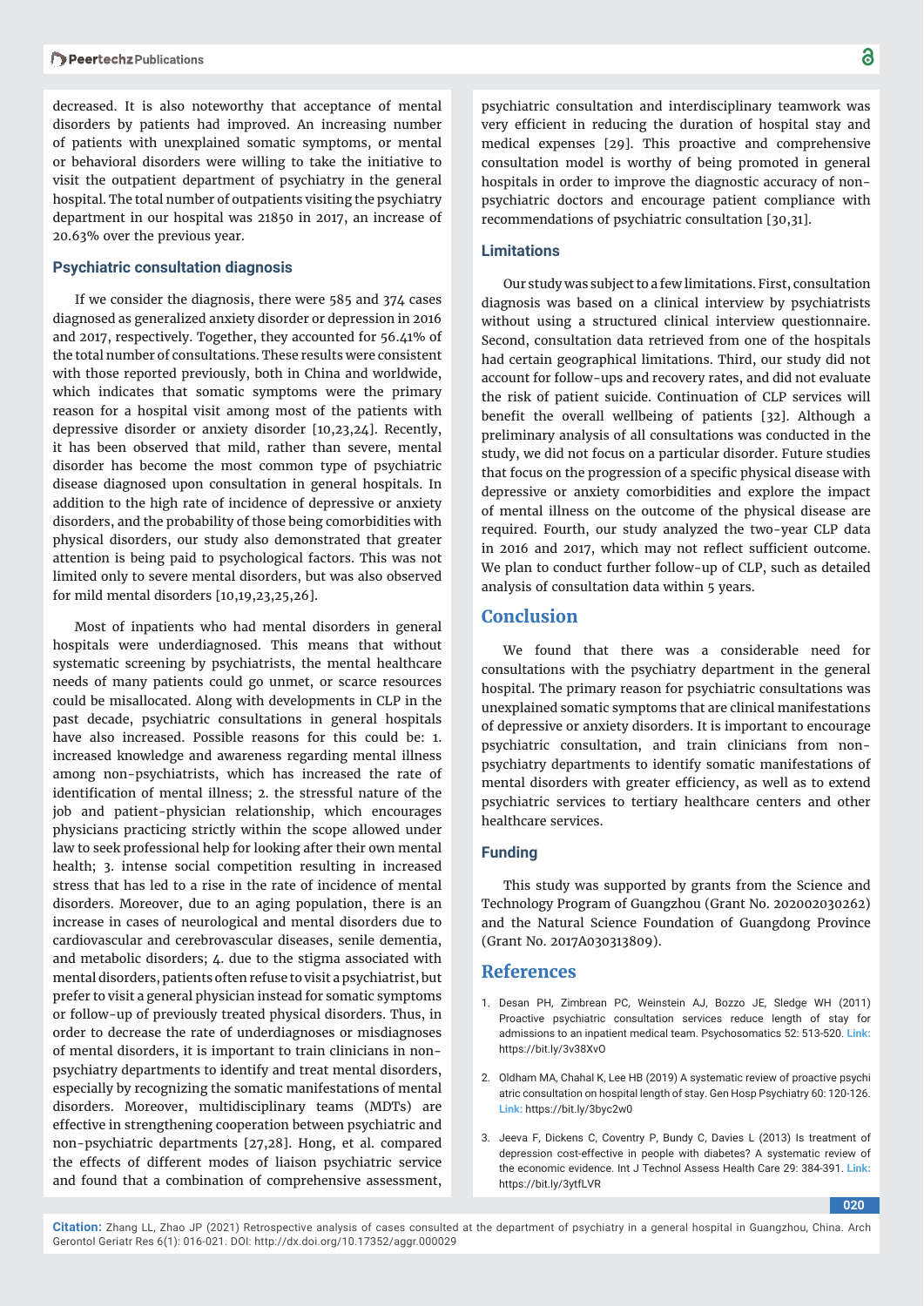decreased. It is also noteworthy that acceptance of mental disorders by patients had improved. An increasing number of patients with unexplained somatic symptoms, or mental or behavioral disorders were willing to take the initiative to visit the outpatient department of psychiatry in the general hospital. The total number of outpatients visiting the psychiatry department in our hospital was 21850 in 2017, an increase of 20.63% over the previous year.

### Psychiatric consultation diagnosis

If we consider the diagnosis, there were 585 and 374 cases diagnosed as generalized anxiety disorder or depression in 2016 and 2017, respectively. Together, they accounted for 56.41% of the total number of consultations. These results were consistent with those reported previously, both in China and worldwide, which indicates that somatic symptoms were the primary reason for a hospital visit among most of the patients with depressive disorder or anxiety disorder [10,23,24]. Recently, it has been observed that mild, rather than severe, mental disorder has become the most common type of psychiatric disease diagnosed upon consultation in general hospitals. In addition to the high rate of incidence of depressive or anxiety disorders, and the probability of those being comorbidities with physical disorders, our study also demonstrated that greater attention is being paid to psychological factors. This was not limited only to severe mental disorders, but was also observed for mild mental disorders [10,19,23,25,26].

Most of inpatients who had mental disorders in general hospitals were underdiagnosed. This means that without systematic screening by psychiatrists, the mental healthcare needs of many patients could go unmet, or scarce resources could be misallocated. Along with developments in CLP in the past decade, psychiatric consultations in general hospitals have also increased. Possible reasons for this could be: 1. increased knowledge and awareness regarding mental illness among non-psychiatrists, which has increased the rate of identification of mental illness; 2. the stressful nature of the job and patient-physician relationship, which encourages physicians practicing strictly within the scope allowed under law to seek professional help for looking after their own mental health; 3. intense social competition resulting in increased stress that has led to a rise in the rate of incidence of mental disorders. Moreover, due to an aging population, there is an increase in cases of neurological and mental disorders due to cardiovascular and cerebrovascular diseases, senile dementia, and metabolic disorders; 4. due to the stigma associated with mental disorders, patients often refuse to visit a psychiatrist, but prefer to visit a general physician instead for somatic symptoms or follow-up of previously treated physical disorders. Thus, in order to decrease the rate of underdiagnoses or misdiagnoses of mental disorders, it is important to train clinicians in non-psychiatry departments to identify and treat mental disorders, especially by recognizing the somatic manifestations of mental disorders. Moreover, multidisciplinary teams (MDTs) are effective in strengthening cooperation between psychiatric and non-psychiatric departments [27,28]. Hong, et al. compared the effects of different modes of liaison psychiatric service and found that a combination of comprehensive assessment, psychiatric consultation and interdisciplinary teamwork was very efficient in reducing the duration of hospital stay and medical expenses [29]. This proactive and comprehensive consultation model is worthy of being promoted in general hospitals in order to improve the diagnostic accuracy of non-psychiatric doctors and encourage patient compliance with recommendations of psychiatric consultation [30,31].

### Limitations

Our study was subject to a few limitations. First, consultation diagnosis was based on a clinical interview by psychiatrists without using a structured clinical interview questionnaire. Second, consultation data retrieved from one of the hospitals had certain geographical limitations. Third, our study did not account for follow-ups and recovery rates, and did not evaluate the risk of patient suicide. Continuation of CLP services will benefit the overall wellbeing of patients [32]. Although a preliminary analysis of all consultations was conducted in the study, we did not focus on a particular disorder. Future studies that focus on the progression of a specific physical disease with depressive or anxiety comorbidities and explore the impact of mental illness on the outcome of the physical disease are required. Fourth, our study analyzed the two-year CLP data in 2016 and 2017, which may not reflect sufficient outcome. We plan to conduct further follow-up of CLP, such as detailed analysis of consultation data within 5 years.

## Conclusion

We found that there was a considerable need for consultations with the psychiatry department in the general hospital. The primary reason for psychiatric consultations was unexplained somatic symptoms that are clinical manifestations of depressive or anxiety disorders. It is important to encourage psychiatric consultation, and train clinicians from non-psychiatry departments to identify somatic manifestations of mental disorders with greater efficiency, as well as to extend psychiatric services to tertiary healthcare centers and other healthcare services.

### Funding

This study was supported by grants from the Science and Technology Program of Guangzhou (Grant No. 202002030262) and the Natural Science Foundation of Guangdong Province (Grant No. 2017A030313809).

## References

1. Desan PH, Zimbrean PC, Weinstein AJ, Bozzo JE, Sledge WH (2011) Proactive psychiatric consultation services reduce length of stay for admissions to an inpatient medical team. Psychosomatics 52: 513-520. Link: https://bit.ly/3v38XvO
2. Oldham MA, Chahal K, Lee HB (2019) A systematic review of proactive psychiatric consultation on hospital length of stay. Gen Hosp Psychiatry 60: 120-126. Link: https://bit.ly/3byc2w0
3. Jeeva F, Dickens C, Coventry P, Bundy C, Davies L (2013) Is treatment of depression cost-effective in people with diabetes? A systematic review of the economic evidence. Int J Technol Assess Health Care 29: 384-391. Link: https://bit.ly/3ytfLVR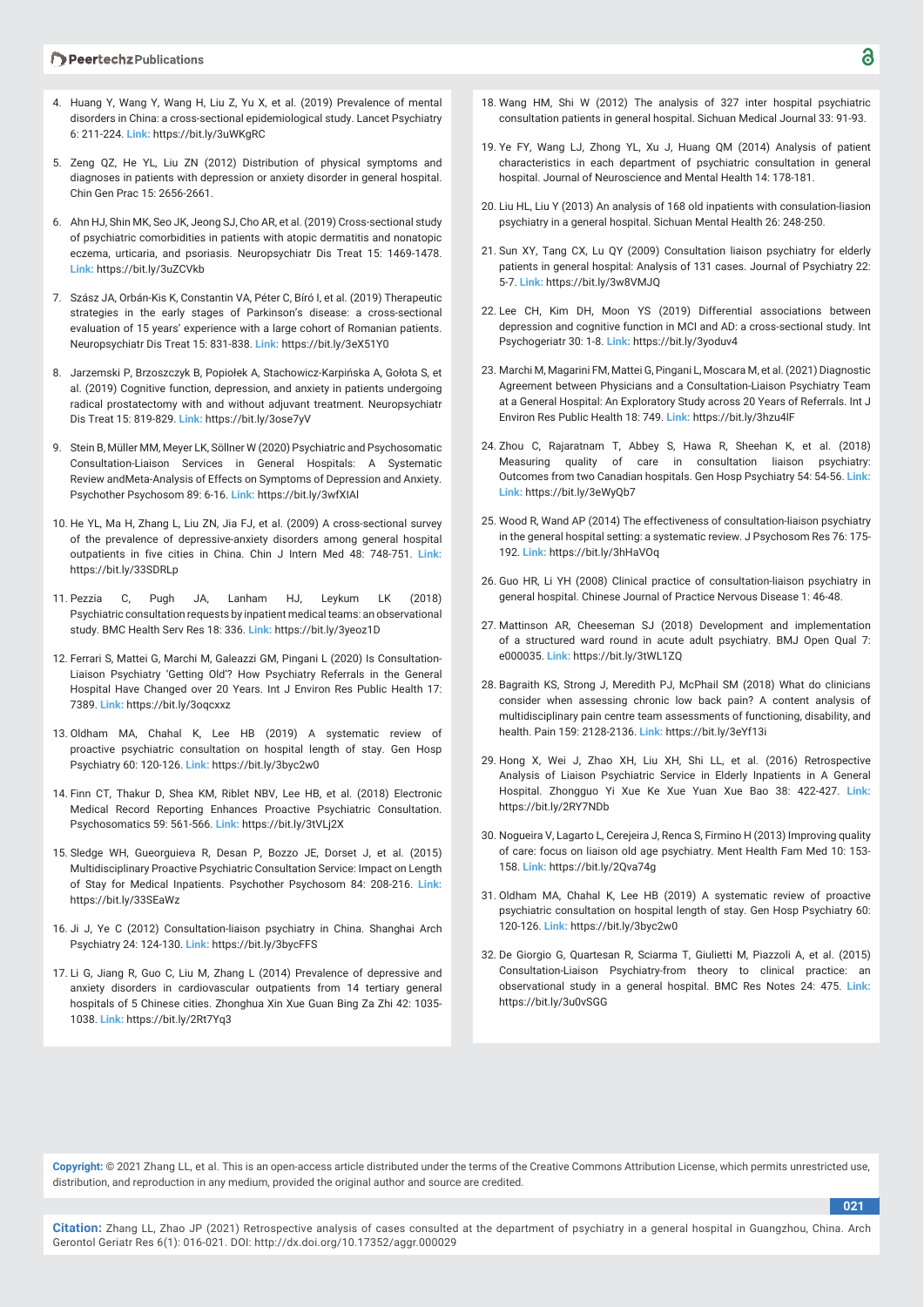4. Huang Y, Wang Y, Wang H, Liu Z, Yu X, et al. (2019) Prevalence of mental disorders in China: a cross-sectional epidemiological study. Lancet Psychiatry 6: 211-224. **Link:** https://bit.ly/3uWKgRC

5. Zeng QZ, He YL, Liu ZN (2012) Distribution of physical symptoms and diagnoses in patients with depression or anxiety disorder in general hospital. Chin Gen Prac 15: 2656-2661.

6. Ahn HJ, Shin MK, Seo JK, Jeong SJ, Cho AR, et al. (2019) Cross-sectional study of psychiatric comorbidities in patients with atopic dermatitis and nonatopic eczema, urticaria, and psoriasis. Neuropsychiatr Dis Treat 15: 1469-1478. **Link:** https://bit.ly/3uZCVkb

7. Szász JA, Orbán-Kis K, Constantin VA, Péter C, Bíró I, et al. (2019) Therapeutic strategies in the early stages of Parkinson's disease: a cross-sectional evaluation of 15 years' experience with a large cohort of Romanian patients. Neuropsychiatr Dis Treat 15: 831-838. **Link:** https://bit.ly/3eX51Y0

8. Jarzemski P, Brzoszczyk B, Popiołek A, Stachowicz-Karpińska A, Gołota S, et al. (2019) Cognitive function, depression, and anxiety in patients undergoing radical prostatectomy with and without adjuvant treatment. Neuropsychiatr Dis Treat 15: 819-829. **Link:** https://bit.ly/3ose7yV

9. Stein B, Müller MM, Meyer LK, Söllner W (2020) Psychiatric and Psychosomatic Consultation-Liaison Services in General Hospitals: A Systematic Review andMeta-Analysis of Effects on Symptoms of Depression and Anxiety. Psychother Psychosom 89: 6-16. **Link:** https://bit.ly/3wfXIAl

10. He YL, Ma H, Zhang L, Liu ZN, Jia FJ, et al. (2009) A cross-sectional survey of the prevalence of depressive-anxiety disorders among general hospital outpatients in five cities in China. Chin J Intern Med 48: 748-751. **Link:** https://bit.ly/33SDRLp

11. Pezzia C, Pugh JA, Lanham HJ, Leykum LK (2018) Psychiatric consultation requests by inpatient medical teams: an observational study. BMC Health Serv Res 18: 336. **Link:** https://bit.ly/3yeoz1D

12. Ferrari S, Mattei G, Marchi M, Galeazzi GM, Pingani L (2020) Is Consultation-Liaison Psychiatry 'Getting Old'? How Psychiatry Referrals in the General Hospital Have Changed over 20 Years. Int J Environ Res Public Health 17: 7389. **Link:** https://bit.ly/3oqcxxz

13. Oldham MA, Chahal K, Lee HB (2019) A systematic review of proactive psychiatric consultation on hospital length of stay. Gen Hosp Psychiatry 60: 120-126. **Link:** https://bit.ly/3byc2w0

14. Finn CT, Thakur D, Shea KM, Riblet NBV, Lee HB, et al. (2018) Electronic Medical Record Reporting Enhances Proactive Psychiatric Consultation. Psychosomatics 59: 561-566. **Link:** https://bit.ly/3tVLj2X

15. Sledge WH, Gueorguieva R, Desan P, Bozzo JE, Dorset J, et al. (2015) Multidisciplinary Proactive Psychiatric Consultation Service: Impact on Length of Stay for Medical Inpatients. Psychother Psychosom 84: 208-216. **Link:** https://bit.ly/33SEaWz

16. Ji J, Ye C (2012) Consultation-liaison psychiatry in China. Shanghai Arch Psychiatry 24: 124-130. **Link:** https://bit.ly/3bycFFS

17. Li G, Jiang R, Guo C, Liu M, Zhang L (2014) Prevalence of depressive and anxiety disorders in cardiovascular outpatients from 14 tertiary general hospitals of 5 Chinese cities. Zhonghua Xin Xue Guan Bing Za Zhi 42: 1035-1038. **Link:** https://bit.ly/2Rt7Yq3

18. Wang HM, Shi W (2012) The analysis of 327 inter hospital psychiatric consultation patients in general hospital. Sichuan Medical Journal 33: 91-93.

19. Ye FY, Wang LJ, Zhong YL, Xu J, Huang QM (2014) Analysis of patient characteristics in each department of psychiatric consultation in general hospital. Journal of Neuroscience and Mental Health 14: 178-181.

20. Liu HL, Liu Y (2013) An analysis of 168 old inpatients with consulation-liasion psychiatry in a general hospital. Sichuan Mental Health 26: 248-250.

21. Sun XY, Tang CX, Lu QY (2009) Consultation liaison psychiatry for elderly patients in general hospital: Analysis of 131 cases. Journal of Psychiatry 22: 5-7. **Link:** https://bit.ly/3w8VMJQ

22. Lee CH, Kim DH, Moon YS (2019) Differential associations between depression and cognitive function in MCI and AD: a cross-sectional study. Int Psychogeriatr 30: 1-8. **Link:** https://bit.ly/3yoduv4

23. Marchi M, Magarini FM, Mattei G, Pingani L, Moscara M, et al. (2021) Diagnostic Agreement between Physicians and a Consultation-Liaison Psychiatry Team at a General Hospital: An Exploratory Study across 20 Years of Referrals. Int J Environ Res Public Health 18: 749. **Link:** https://bit.ly/3hzu4lF

24. Zhou C, Rajaratnam T, Abbey S, Hawa R, Sheehan K, et al. (2018) Measuring quality of care in consultation liaison psychiatry: Outcomes from two Canadian hospitals. Gen Hosp Psychiatry 54: 54-56. **Link:** **Link:** https://bit.ly/3eWyQb7

25. Wood R, Wand AP (2014) The effectiveness of consultation-liaison psychiatry in the general hospital setting: a systematic review. J Psychosom Res 76: 175-192. **Link:** https://bit.ly/3hHaVOq

26. Guo HR, Li YH (2008) Clinical practice of consultation-liaison psychiatry in general hospital. Chinese Journal of Practice Nervous Disease 1: 46-48.

27. Mattinson AR, Cheeseman SJ (2018) Development and implementation of a structured ward round in acute adult psychiatry. BMJ Open Qual 7: e000035. **Link:** https://bit.ly/3tWL1ZQ

28. Bagraith KS, Strong J, Meredith PJ, McPhail SM (2018) What do clinicians consider when assessing chronic low back pain? A content analysis of multidisciplinary pain centre team assessments of functioning, disability, and health. Pain 159: 2128-2136. **Link:** https://bit.ly/3eYf13i

29. Hong X, Wei J, Zhao XH, Liu XH, Shi LL, et al. (2016) Retrospective Analysis of Liaison Psychiatric Service in Elderly Inpatients in A General Hospital. Zhongguo Yi Xue Ke Xue Yuan Xue Bao 38: 422-427. **Link:** https://bit.ly/2RY7NDb

30. Nogueira V, Lagarto L, Cerejeira J, Renca S, Firmino H (2013) Improving quality of care: focus on liaison old age psychiatry. Ment Health Fam Med 10: 153-158. **Link:** https://bit.ly/2Qva74g

31. Oldham MA, Chahal K, Lee HB (2019) A systematic review of proactive psychiatric consultation on hospital length of stay. Gen Hosp Psychiatry 60: 120-126. **Link:** https://bit.ly/3byc2w0

32. De Giorgio G, Quartesan R, Sciarma T, Giulietti M, Piazzoli A, et al. (2015) Consultation-Liaison Psychiatry-from theory to clinical practice: an observational study in a general hospital. BMC Res Notes 24: 475. **Link:** https://bit.ly/3u0vSGG

**Copyright:** © 2021 Zhang LL, et al. This is an open-access article distributed under the terms of the Creative Commons Attribution License, which permits unrestricted use, distribution, and reproduction in any medium, provided the original author and source are credited.